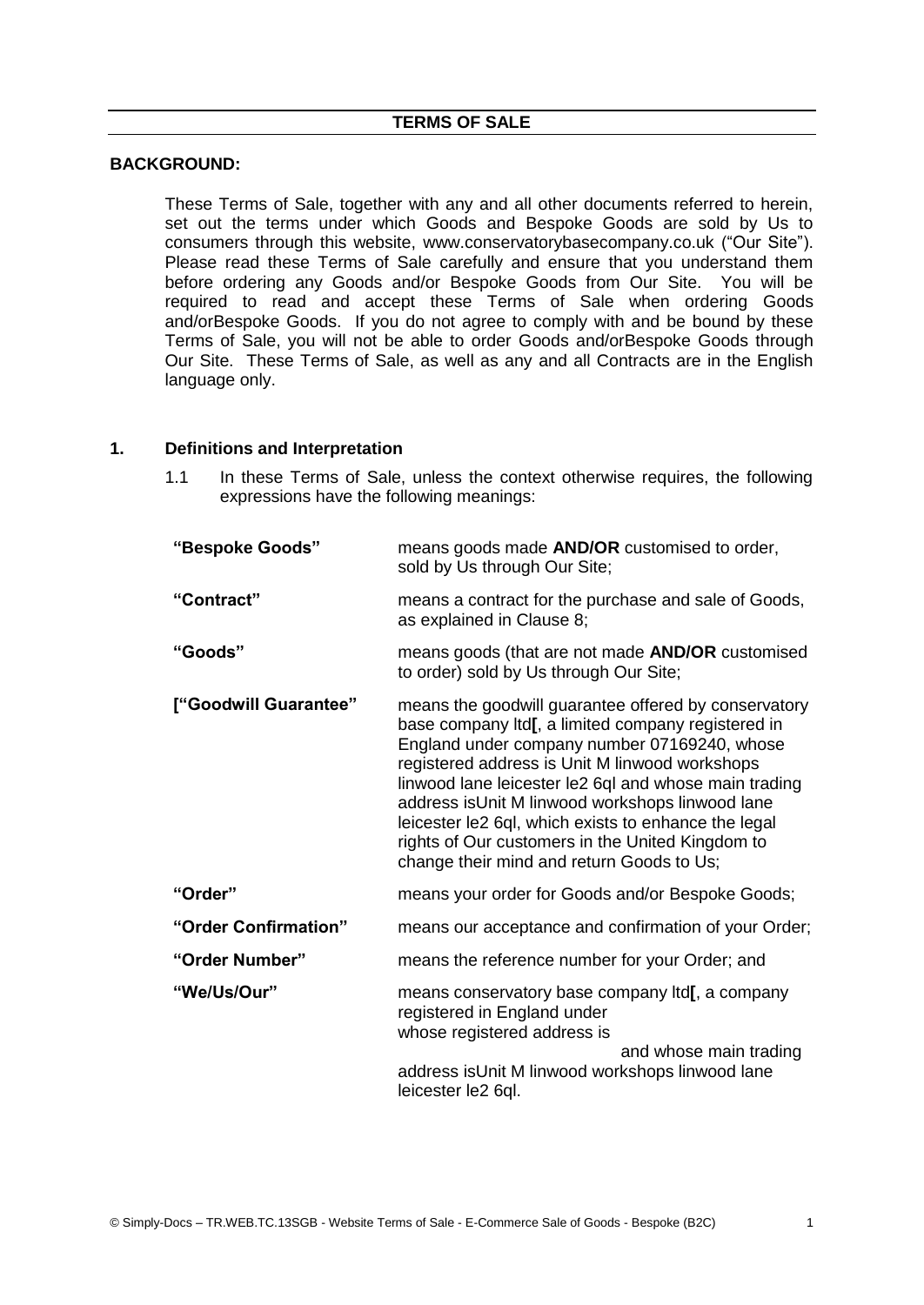**TERMS OF SALE**

**BACKGROUND:**

These Terms of Sale, together with any and all other documents referred to herein, set out the terms under which Goods and Bespoke Goods are sold by Us to consumers through this website, www.conservatorybasecompany.co.uk ("Our Site"). Please read these Terms of Sale carefully and ensure that you understand them before ordering any Goods and/or Bespoke Goods from Our Site. You will be required to read and accept these Terms of Sale when ordering Goods and/orBespoke Goods. If you do not agree to comply with and be bound by these Terms of Sale, you will not be able to order Goods and/orBespoke Goods through Our Site. These Terms of Sale, as well as any and all Contracts are in the English language only.

## 1. Definitions and Interpretation

1.1 In these Terms of Sale, unless the context otherwise requires, the following expressions have the following meanings:

| | |
|---|---|
| **"Bespoke Goods"** | means goods made **AND/OR** customised to order, sold by Us through Our Site; |
| **"Contract"** | means a contract for the purchase and sale of Goods, as explained in Clause 8; |
| **"Goods"** | means goods (that are not made **AND/OR** customised to order) sold by Us through Our Site; |
| **["Goodwill Guarantee"** | means the goodwill guarantee offered by conservatory base company ltd**[**, a limited company registered in England under company number 07169240, whose registered address is Unit M linwood workshops linwood lane leicester le2 6ql and whose main trading address isUnit M linwood workshops linwood lane leicester le2 6ql, which exists to enhance the legal rights of Our customers in the United Kingdom to change their mind and return Goods to Us; |
| **"Order"** | means your order for Goods and/or Bespoke Goods; |
| **"Order Confirmation"** | means our acceptance and confirmation of your Order; |
| **"Order Number"** | means the reference number for your Order; and |
| **"We/Us/Our"** | means conservatory base company ltd**[**, a company registered in England under whose registered address is and whose main trading address isUnit M linwood workshops linwood lane leicester le2 6ql. |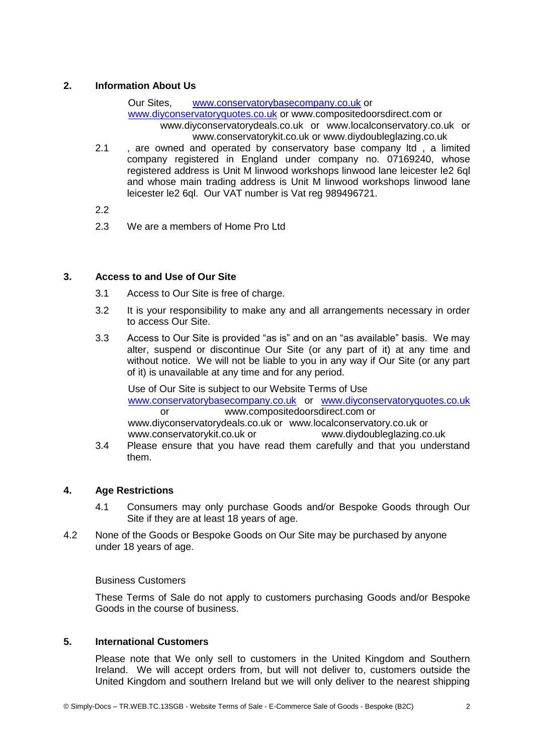## 2. Information About Us

Our Sites, www.conservatorybasecompany.co.uk or www.diyconservatoryquotes.co.uk or www.compositedoorsdirect.com or www.diyconservatorydeals.co.uk or www.localconservatory.co.uk or www.conservatorykit.co.uk or www.diydoubleglazing.co.uk

2.1 , are owned and operated by conservatory base company ltd , a limited company registered in England under company no. 07169240, whose registered address is Unit M linwood workshops linwood lane leicester le2 6ql and whose main trading address is Unit M linwood workshops linwood lane leicester le2 6ql. Our VAT number is Vat reg 989496721.

2.2

2.3 We are a members of Home Pro Ltd

## 3. Access to and Use of Our Site

3.1 Access to Our Site is free of charge.

3.2 It is your responsibility to make any and all arrangements necessary in order to access Our Site.

3.3 Access to Our Site is provided "as is" and on an "as available" basis. We may alter, suspend or discontinue Our Site (or any part of it) at any time and without notice. We will not be liable to you in any way if Our Site (or any part of it) is unavailable at any time and for any period.

Use of Our Site is subject to our Website Terms of Use www.conservatorybasecompany.co.uk or www.diyconservatoryquotes.co.uk or www.compositedoorsdirect.com or www.diyconservatorydeals.co.uk or www.localconservatory.co.uk or www.conservatorykit.co.uk or www.diydoubleglazing.co.uk

3.4 Please ensure that you have read them carefully and that you understand them.

## 4. Age Restrictions

4.1 Consumers may only purchase Goods and/or Bespoke Goods through Our Site if they are at least 18 years of age.

4.2 None of the Goods or Bespoke Goods on Our Site may be purchased by anyone under 18 years of age.

Business Customers

These Terms of Sale do not apply to customers purchasing Goods and/or Bespoke Goods in the course of business.

## 5. International Customers

Please note that We only sell to customers in the United Kingdom and Southern Ireland. We will accept orders from, but will not deliver to, customers outside the United Kingdom and southern Ireland but we will only deliver to the nearest shipping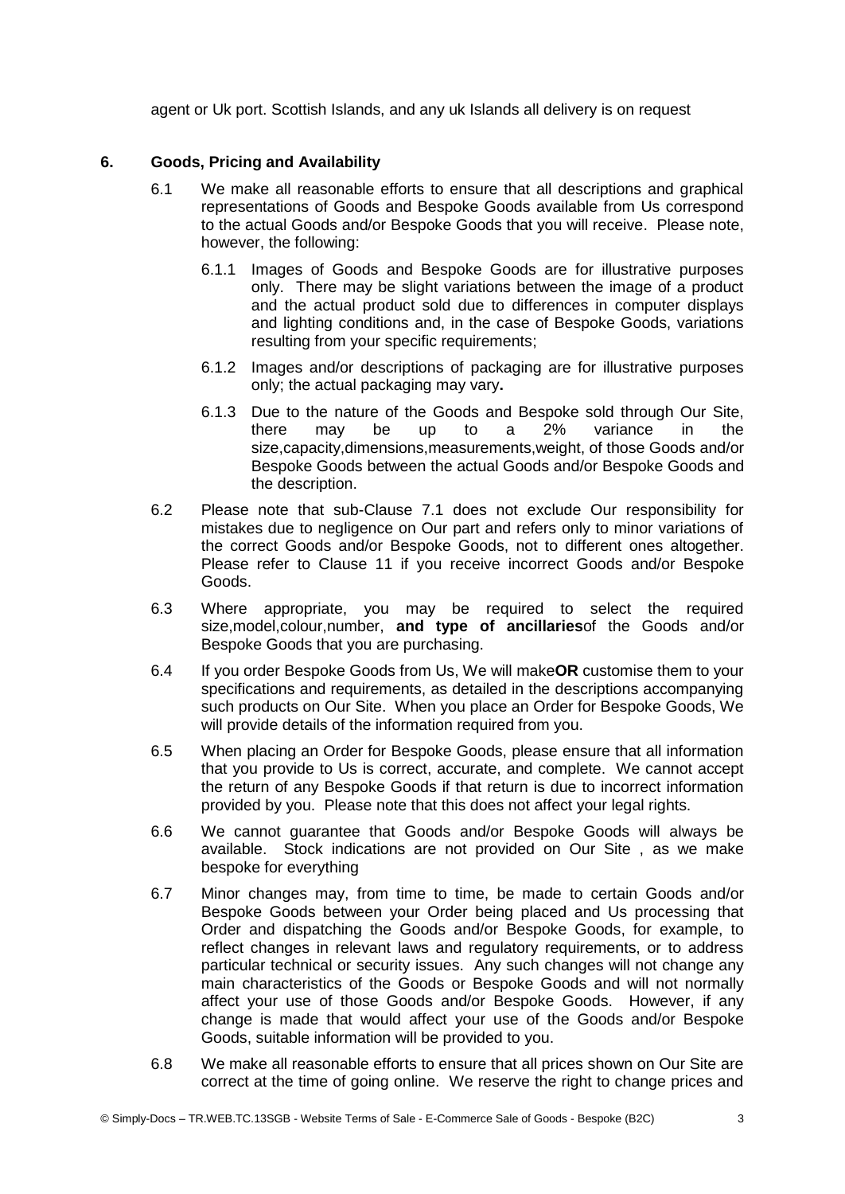agent or Uk port. Scottish Islands, and any uk Islands all delivery is on request

## 6. Goods, Pricing and Availability

6.1 We make all reasonable efforts to ensure that all descriptions and graphical representations of Goods and Bespoke Goods available from Us correspond to the actual Goods and/or Bespoke Goods that you will receive. Please note, however, the following:

6.1.1 Images of Goods and Bespoke Goods are for illustrative purposes only. There may be slight variations between the image of a product and the actual product sold due to differences in computer displays and lighting conditions and, in the case of Bespoke Goods, variations resulting from your specific requirements;

6.1.2 Images and/or descriptions of packaging are for illustrative purposes only; the actual packaging may vary**.**

6.1.3 Due to the nature of the Goods and Bespoke sold through Our Site, there may be up to a 2% variance in the size,capacity,dimensions,measurements,weight, of those Goods and/or Bespoke Goods between the actual Goods and/or Bespoke Goods and the description.

6.2 Please note that sub-Clause 7.1 does not exclude Our responsibility for mistakes due to negligence on Our part and refers only to minor variations of the correct Goods and/or Bespoke Goods, not to different ones altogether. Please refer to Clause 11 if you receive incorrect Goods and/or Bespoke Goods.

6.3 Where appropriate, you may be required to select the required size,model,colour,number, **and type of ancillaries**of the Goods and/or Bespoke Goods that you are purchasing.

6.4 If you order Bespoke Goods from Us, We will make**OR** customise them to your specifications and requirements, as detailed in the descriptions accompanying such products on Our Site. When you place an Order for Bespoke Goods, We will provide details of the information required from you.

6.5 When placing an Order for Bespoke Goods, please ensure that all information that you provide to Us is correct, accurate, and complete. We cannot accept the return of any Bespoke Goods if that return is due to incorrect information provided by you. Please note that this does not affect your legal rights.

6.6 We cannot guarantee that Goods and/or Bespoke Goods will always be available. Stock indications are not provided on Our Site , as we make bespoke for everything

6.7 Minor changes may, from time to time, be made to certain Goods and/or Bespoke Goods between your Order being placed and Us processing that Order and dispatching the Goods and/or Bespoke Goods, for example, to reflect changes in relevant laws and regulatory requirements, or to address particular technical or security issues. Any such changes will not change any main characteristics of the Goods or Bespoke Goods and will not normally affect your use of those Goods and/or Bespoke Goods. However, if any change is made that would affect your use of the Goods and/or Bespoke Goods, suitable information will be provided to you.

6.8 We make all reasonable efforts to ensure that all prices shown on Our Site are correct at the time of going online. We reserve the right to change prices and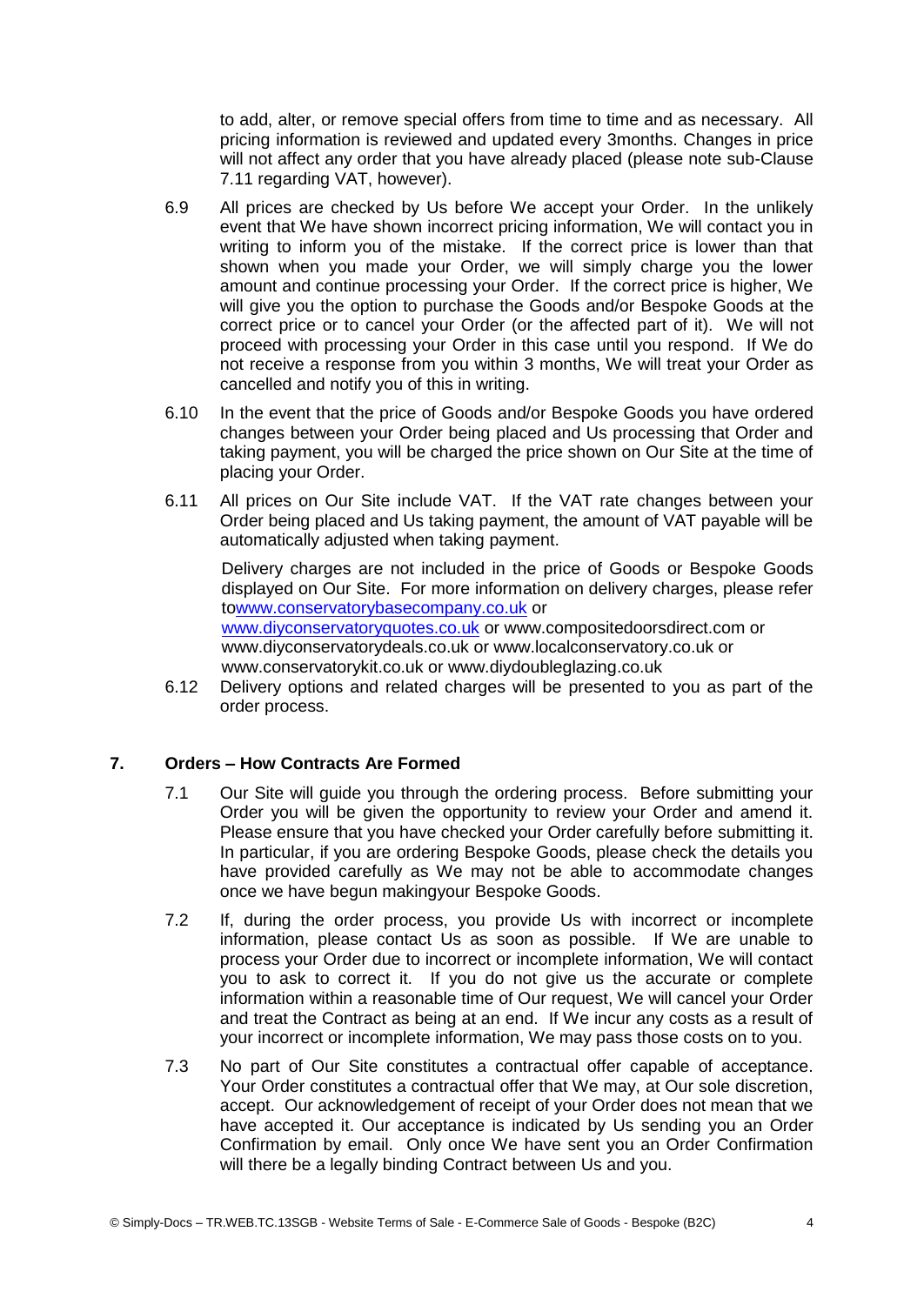to add, alter, or remove special offers from time to time and as necessary. All pricing information is reviewed and updated every 3months. Changes in price will not affect any order that you have already placed (please note sub-Clause 7.11 regarding VAT, however).

6.9 All prices are checked by Us before We accept your Order. In the unlikely event that We have shown incorrect pricing information, We will contact you in writing to inform you of the mistake. If the correct price is lower than that shown when you made your Order, we will simply charge you the lower amount and continue processing your Order. If the correct price is higher, We will give you the option to purchase the Goods and/or Bespoke Goods at the correct price or to cancel your Order (or the affected part of it). We will not proceed with processing your Order in this case until you respond. If We do not receive a response from you within 3 months, We will treat your Order as cancelled and notify you of this in writing.

6.10 In the event that the price of Goods and/or Bespoke Goods you have ordered changes between your Order being placed and Us processing that Order and taking payment, you will be charged the price shown on Our Site at the time of placing your Order.

6.11 All prices on Our Site include VAT. If the VAT rate changes between your Order being placed and Us taking payment, the amount of VAT payable will be automatically adjusted when taking payment.

Delivery charges are not included in the price of Goods or Bespoke Goods displayed on Our Site. For more information on delivery charges, please refer towww.conservatorybasecompany.co.uk or www.diyconservatoryquotes.co.uk or www.compositedoorsdirect.com or www.diyconservatorydeals.co.uk or www.localconservatory.co.uk or www.conservatorykit.co.uk or www.diydoubleglazing.co.uk

6.12 Delivery options and related charges will be presented to you as part of the order process.

## 7. Orders – How Contracts Are Formed

7.1 Our Site will guide you through the ordering process. Before submitting your Order you will be given the opportunity to review your Order and amend it. Please ensure that you have checked your Order carefully before submitting it. In particular, if you are ordering Bespoke Goods, please check the details you have provided carefully as We may not be able to accommodate changes once we have begun makingyour Bespoke Goods.

7.2 If, during the order process, you provide Us with incorrect or incomplete information, please contact Us as soon as possible. If We are unable to process your Order due to incorrect or incomplete information, We will contact you to ask to correct it. If you do not give us the accurate or complete information within a reasonable time of Our request, We will cancel your Order and treat the Contract as being at an end. If We incur any costs as a result of your incorrect or incomplete information, We may pass those costs on to you.

7.3 No part of Our Site constitutes a contractual offer capable of acceptance. Your Order constitutes a contractual offer that We may, at Our sole discretion, accept. Our acknowledgement of receipt of your Order does not mean that we have accepted it. Our acceptance is indicated by Us sending you an Order Confirmation by email. Only once We have sent you an Order Confirmation will there be a legally binding Contract between Us and you.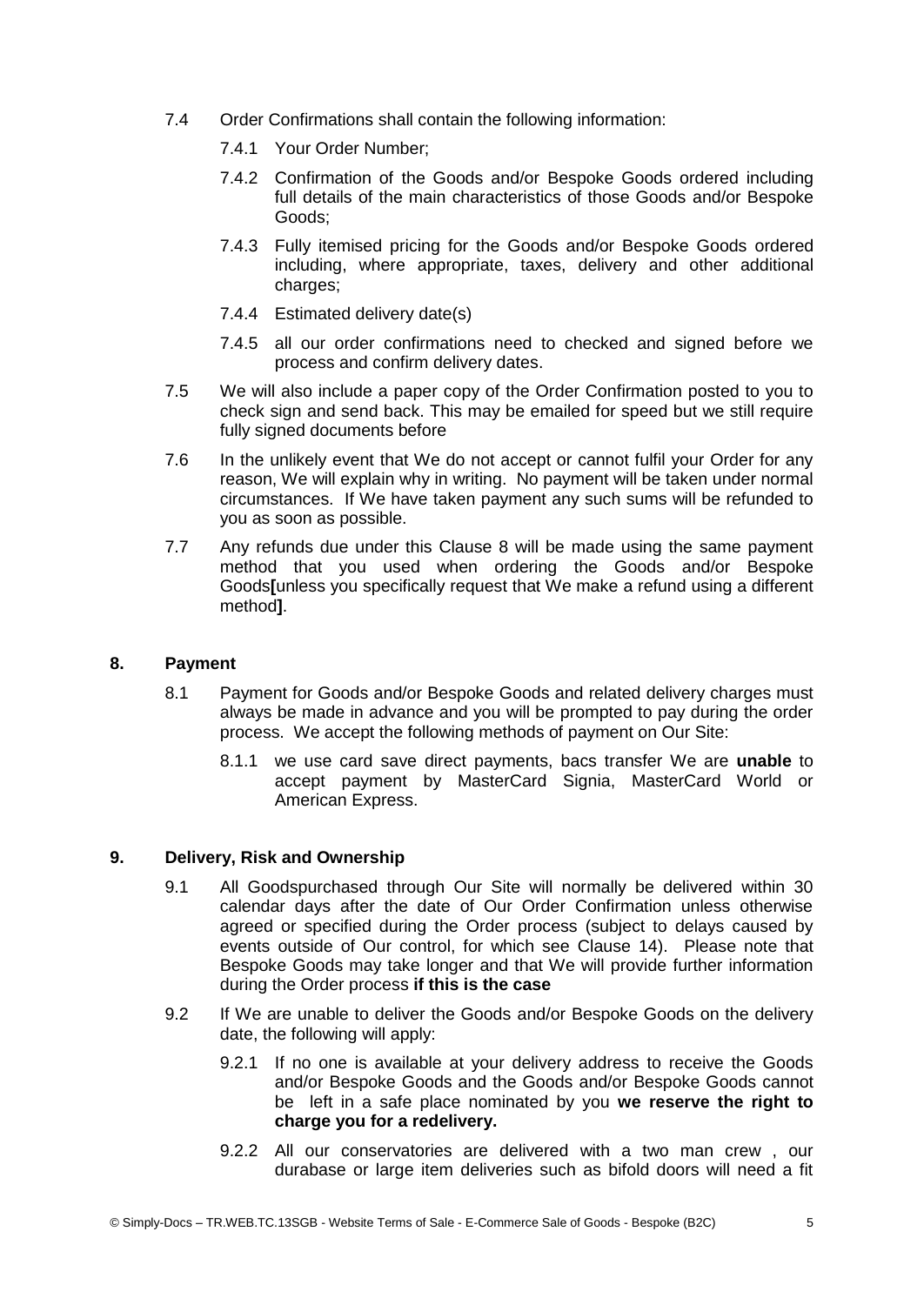7.4 Order Confirmations shall contain the following information:

7.4.1 Your Order Number;

7.4.2 Confirmation of the Goods and/or Bespoke Goods ordered including full details of the main characteristics of those Goods and/or Bespoke Goods;

7.4.3 Fully itemised pricing for the Goods and/or Bespoke Goods ordered including, where appropriate, taxes, delivery and other additional charges;

7.4.4 Estimated delivery date(s)

7.4.5 all our order confirmations need to checked and signed before we process and confirm delivery dates.

7.5 We will also include a paper copy of the Order Confirmation posted to you to check sign and send back. This may be emailed for speed but we still require fully signed documents before

7.6 In the unlikely event that We do not accept or cannot fulfil your Order for any reason, We will explain why in writing. No payment will be taken under normal circumstances. If We have taken payment any such sums will be refunded to you as soon as possible.

7.7 Any refunds due under this Clause 8 will be made using the same payment method that you used when ordering the Goods and/or Bespoke Goods**[**unless you specifically request that We make a refund using a different method**]**.

## 8. Payment

8.1 Payment for Goods and/or Bespoke Goods and related delivery charges must always be made in advance and you will be prompted to pay during the order process. We accept the following methods of payment on Our Site:

8.1.1 we use card save direct payments, bacs transfer We are **unable** to accept payment by MasterCard Signia, MasterCard World or American Express.

## 9. Delivery, Risk and Ownership

9.1 All Goodspurchased through Our Site will normally be delivered within 30 calendar days after the date of Our Order Confirmation unless otherwise agreed or specified during the Order process (subject to delays caused by events outside of Our control, for which see Clause 14). Please note that Bespoke Goods may take longer and that We will provide further information during the Order process **if this is the case**

9.2 If We are unable to deliver the Goods and/or Bespoke Goods on the delivery date, the following will apply:

9.2.1 If no one is available at your delivery address to receive the Goods and/or Bespoke Goods and the Goods and/or Bespoke Goods cannot be left in a safe place nominated by you **we reserve the right to charge you for a redelivery.**

9.2.2 All our conservatories are delivered with a two man crew , our durabase or large item deliveries such as bifold doors will need a fit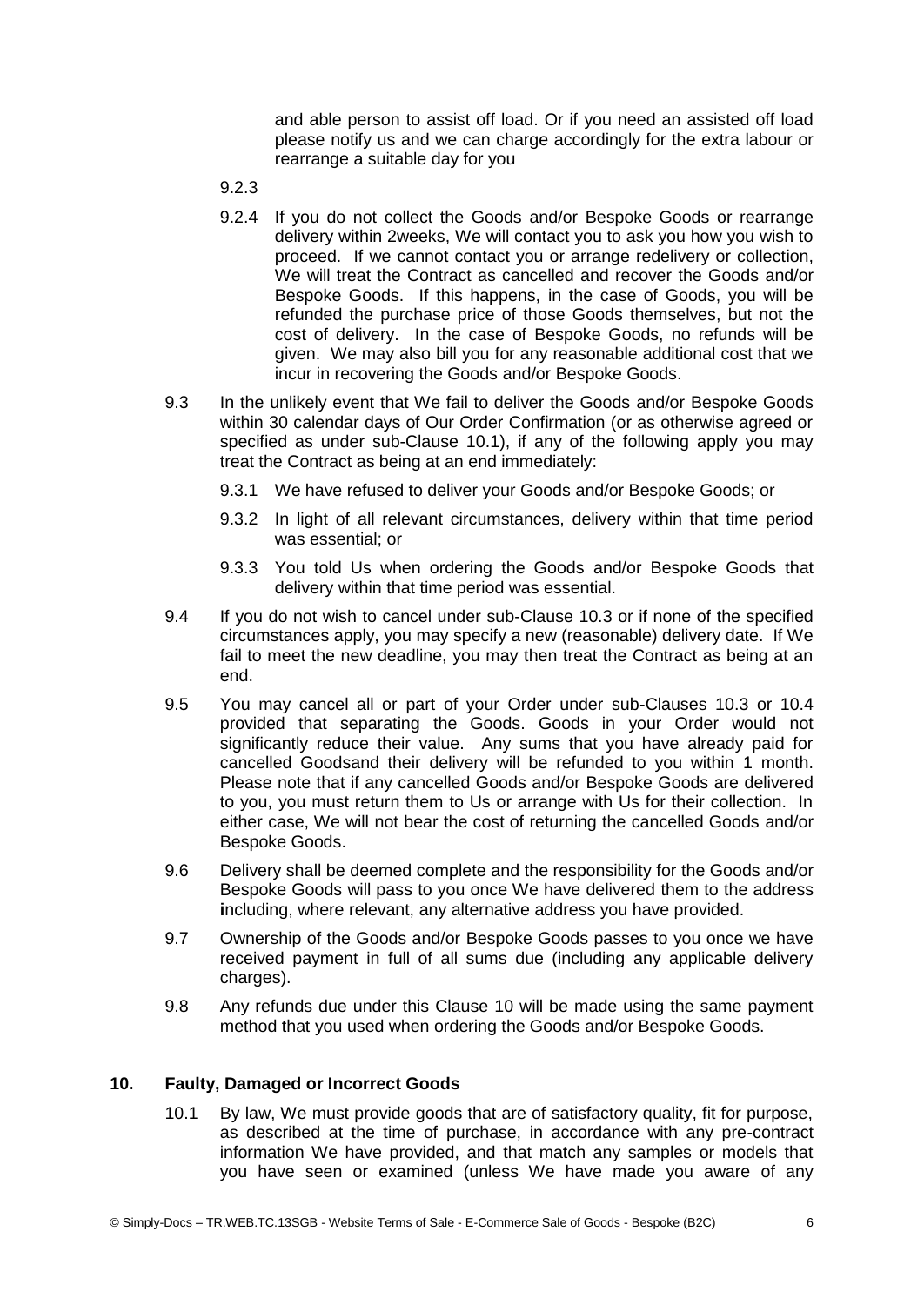and able person to assist off load. Or if you need an assisted off load please notify us and we can charge accordingly for the extra labour or rearrange a suitable day for you

9.2.3

9.2.4 If you do not collect the Goods and/or Bespoke Goods or rearrange delivery within 2weeks, We will contact you to ask you how you wish to proceed. If we cannot contact you or arrange redelivery or collection, We will treat the Contract as cancelled and recover the Goods and/or Bespoke Goods. If this happens, in the case of Goods, you will be refunded the purchase price of those Goods themselves, but not the cost of delivery. In the case of Bespoke Goods, no refunds will be given. We may also bill you for any reasonable additional cost that we incur in recovering the Goods and/or Bespoke Goods.

9.3 In the unlikely event that We fail to deliver the Goods and/or Bespoke Goods within 30 calendar days of Our Order Confirmation (or as otherwise agreed or specified as under sub-Clause 10.1), if any of the following apply you may treat the Contract as being at an end immediately:

9.3.1 We have refused to deliver your Goods and/or Bespoke Goods; or

9.3.2 In light of all relevant circumstances, delivery within that time period was essential; or

9.3.3 You told Us when ordering the Goods and/or Bespoke Goods that delivery within that time period was essential.

9.4 If you do not wish to cancel under sub-Clause 10.3 or if none of the specified circumstances apply, you may specify a new (reasonable) delivery date. If We fail to meet the new deadline, you may then treat the Contract as being at an end.

9.5 You may cancel all or part of your Order under sub-Clauses 10.3 or 10.4 provided that separating the Goods. Goods in your Order would not significantly reduce their value. Any sums that you have already paid for cancelled Goodsand their delivery will be refunded to you within 1 month. Please note that if any cancelled Goods and/or Bespoke Goods are delivered to you, you must return them to Us or arrange with Us for their collection. In either case, We will not bear the cost of returning the cancelled Goods and/or Bespoke Goods.

9.6 Delivery shall be deemed complete and the responsibility for the Goods and/or Bespoke Goods will pass to you once We have delivered them to the address including, where relevant, any alternative address you have provided.

9.7 Ownership of the Goods and/or Bespoke Goods passes to you once we have received payment in full of all sums due (including any applicable delivery charges).

9.8 Any refunds due under this Clause 10 will be made using the same payment method that you used when ordering the Goods and/or Bespoke Goods.

## 10. Faulty, Damaged or Incorrect Goods

10.1 By law, We must provide goods that are of satisfactory quality, fit for purpose, as described at the time of purchase, in accordance with any pre-contract information We have provided, and that match any samples or models that you have seen or examined (unless We have made you aware of any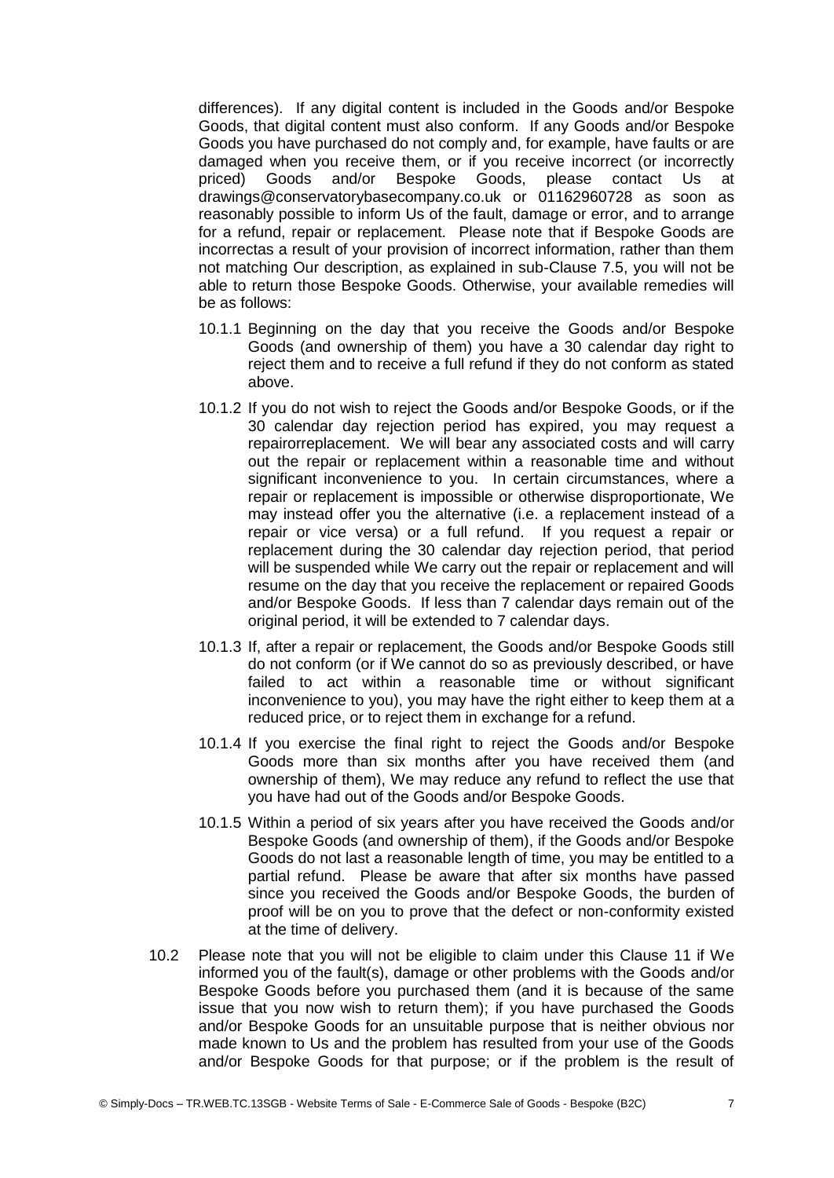differences). If any digital content is included in the Goods and/or Bespoke Goods, that digital content must also conform. If any Goods and/or Bespoke Goods you have purchased do not comply and, for example, have faults or are damaged when you receive them, or if you receive incorrect (or incorrectly priced) Goods and/or Bespoke Goods, please contact Us at drawings@conservatorybasecompany.co.uk or 01162960728 as soon as reasonably possible to inform Us of the fault, damage or error, and to arrange for a refund, repair or replacement. Please note that if Bespoke Goods are incorrectas a result of your provision of incorrect information, rather than them not matching Our description, as explained in sub-Clause 7.5, you will not be able to return those Bespoke Goods. Otherwise, your available remedies will be as follows:

10.1.1 Beginning on the day that you receive the Goods and/or Bespoke Goods (and ownership of them) you have a 30 calendar day right to reject them and to receive a full refund if they do not conform as stated above.

10.1.2 If you do not wish to reject the Goods and/or Bespoke Goods, or if the 30 calendar day rejection period has expired, you may request a repairorreplacement. We will bear any associated costs and will carry out the repair or replacement within a reasonable time and without significant inconvenience to you. In certain circumstances, where a repair or replacement is impossible or otherwise disproportionate, We may instead offer you the alternative (i.e. a replacement instead of a repair or vice versa) or a full refund. If you request a repair or replacement during the 30 calendar day rejection period, that period will be suspended while We carry out the repair or replacement and will resume on the day that you receive the replacement or repaired Goods and/or Bespoke Goods. If less than 7 calendar days remain out of the original period, it will be extended to 7 calendar days.

10.1.3 If, after a repair or replacement, the Goods and/or Bespoke Goods still do not conform (or if We cannot do so as previously described, or have failed to act within a reasonable time or without significant inconvenience to you), you may have the right either to keep them at a reduced price, or to reject them in exchange for a refund.

10.1.4 If you exercise the final right to reject the Goods and/or Bespoke Goods more than six months after you have received them (and ownership of them), We may reduce any refund to reflect the use that you have had out of the Goods and/or Bespoke Goods.

10.1.5 Within a period of six years after you have received the Goods and/or Bespoke Goods (and ownership of them), if the Goods and/or Bespoke Goods do not last a reasonable length of time, you may be entitled to a partial refund. Please be aware that after six months have passed since you received the Goods and/or Bespoke Goods, the burden of proof will be on you to prove that the defect or non-conformity existed at the time of delivery.

10.2 Please note that you will not be eligible to claim under this Clause 11 if We informed you of the fault(s), damage or other problems with the Goods and/or Bespoke Goods before you purchased them (and it is because of the same issue that you now wish to return them); if you have purchased the Goods and/or Bespoke Goods for an unsuitable purpose that is neither obvious nor made known to Us and the problem has resulted from your use of the Goods and/or Bespoke Goods for that purpose; or if the problem is the result of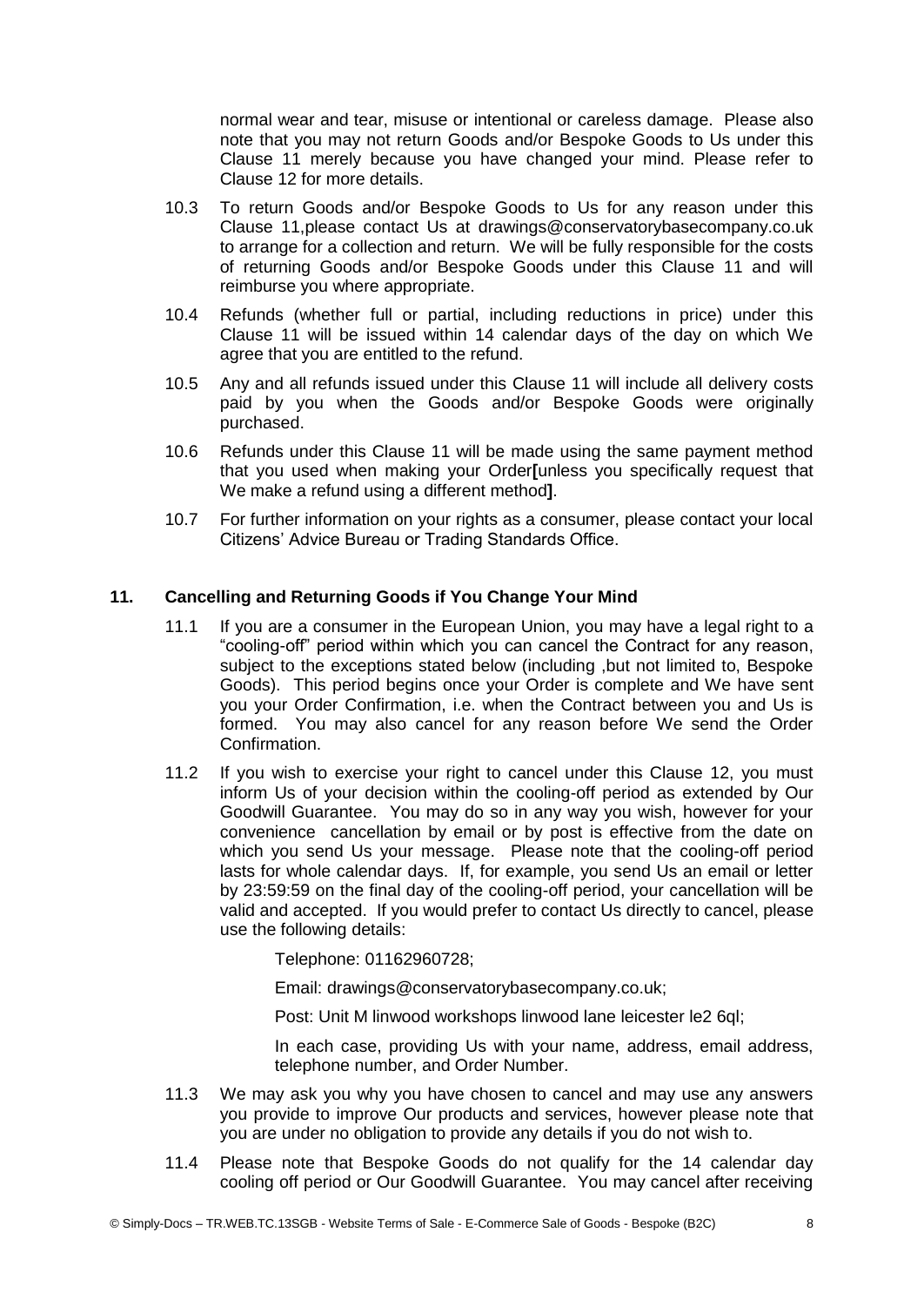normal wear and tear, misuse or intentional or careless damage. Please also note that you may not return Goods and/or Bespoke Goods to Us under this Clause 11 merely because you have changed your mind. Please refer to Clause 12 for more details.

10.3 To return Goods and/or Bespoke Goods to Us for any reason under this Clause 11,please contact Us at drawings@conservatorybasecompany.co.uk to arrange for a collection and return. We will be fully responsible for the costs of returning Goods and/or Bespoke Goods under this Clause 11 and will reimburse you where appropriate.

10.4 Refunds (whether full or partial, including reductions in price) under this Clause 11 will be issued within 14 calendar days of the day on which We agree that you are entitled to the refund.

10.5 Any and all refunds issued under this Clause 11 will include all delivery costs paid by you when the Goods and/or Bespoke Goods were originally purchased.

10.6 Refunds under this Clause 11 will be made using the same payment method that you used when making your Order**[**unless you specifically request that We make a refund using a different method**]**.

10.7 For further information on your rights as a consumer, please contact your local Citizens' Advice Bureau or Trading Standards Office.

## 11. Cancelling and Returning Goods if You Change Your Mind

11.1 If you are a consumer in the European Union, you may have a legal right to a "cooling-off" period within which you can cancel the Contract for any reason, subject to the exceptions stated below (including ,but not limited to, Bespoke Goods). This period begins once your Order is complete and We have sent you your Order Confirmation, i.e. when the Contract between you and Us is formed. You may also cancel for any reason before We send the Order Confirmation.

11.2 If you wish to exercise your right to cancel under this Clause 12, you must inform Us of your decision within the cooling-off period as extended by Our Goodwill Guarantee. You may do so in any way you wish, however for your convenience cancellation by email or by post is effective from the date on which you send Us your message. Please note that the cooling-off period lasts for whole calendar days. If, for example, you send Us an email or letter by 23:59:59 on the final day of the cooling-off period, your cancellation will be valid and accepted. If you would prefer to contact Us directly to cancel, please use the following details:

Telephone: 01162960728;

Email: drawings@conservatorybasecompany.co.uk;

Post: Unit M linwood workshops linwood lane leicester le2 6ql;

In each case, providing Us with your name, address, email address, telephone number, and Order Number.

11.3 We may ask you why you have chosen to cancel and may use any answers you provide to improve Our products and services, however please note that you are under no obligation to provide any details if you do not wish to.

11.4 Please note that Bespoke Goods do not qualify for the 14 calendar day cooling off period or Our Goodwill Guarantee. You may cancel after receiving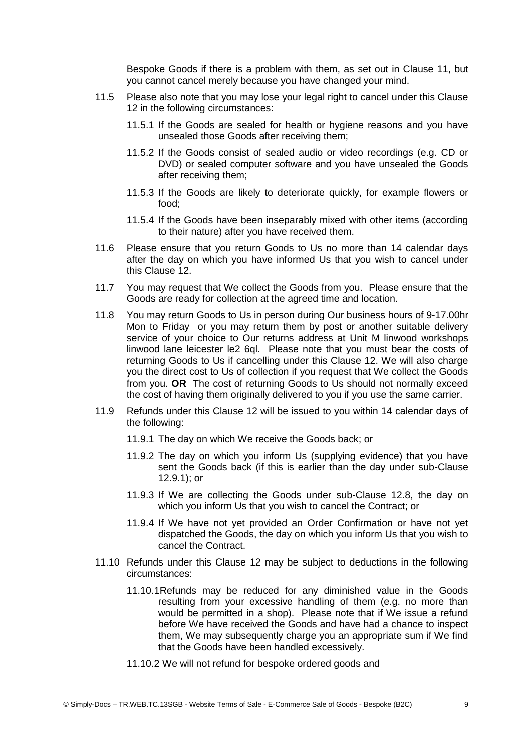Bespoke Goods if there is a problem with them, as set out in Clause 11, but you cannot cancel merely because you have changed your mind.

11.5 Please also note that you may lose your legal right to cancel under this Clause 12 in the following circumstances:

11.5.1 If the Goods are sealed for health or hygiene reasons and you have unsealed those Goods after receiving them;

11.5.2 If the Goods consist of sealed audio or video recordings (e.g. CD or DVD) or sealed computer software and you have unsealed the Goods after receiving them;

11.5.3 If the Goods are likely to deteriorate quickly, for example flowers or food;

11.5.4 If the Goods have been inseparably mixed with other items (according to their nature) after you have received them.

11.6 Please ensure that you return Goods to Us no more than 14 calendar days after the day on which you have informed Us that you wish to cancel under this Clause 12.

11.7 You may request that We collect the Goods from you. Please ensure that the Goods are ready for collection at the agreed time and location.

11.8 You may return Goods to Us in person during Our business hours of 9-17.00hr Mon to Friday or you may return them by post or another suitable delivery service of your choice to Our returns address at Unit M linwood workshops linwood lane leicester le2 6ql. Please note that you must bear the costs of returning Goods to Us if cancelling under this Clause 12. We will also charge you the direct cost to Us of collection if you request that We collect the Goods from you. **OR** The cost of returning Goods to Us should not normally exceed the cost of having them originally delivered to you if you use the same carrier.

11.9 Refunds under this Clause 12 will be issued to you within 14 calendar days of the following:

11.9.1 The day on which We receive the Goods back; or

11.9.2 The day on which you inform Us (supplying evidence) that you have sent the Goods back (if this is earlier than the day under sub-Clause 12.9.1); or

11.9.3 If We are collecting the Goods under sub-Clause 12.8, the day on which you inform Us that you wish to cancel the Contract; or

11.9.4 If We have not yet provided an Order Confirmation or have not yet dispatched the Goods, the day on which you inform Us that you wish to cancel the Contract.

11.10 Refunds under this Clause 12 may be subject to deductions in the following circumstances:

11.10.1 Refunds may be reduced for any diminished value in the Goods resulting from your excessive handling of them (e.g. no more than would be permitted in a shop). Please note that if We issue a refund before We have received the Goods and have had a chance to inspect them, We may subsequently charge you an appropriate sum if We find that the Goods have been handled excessively.

11.10.2 We will not refund for bespoke ordered goods and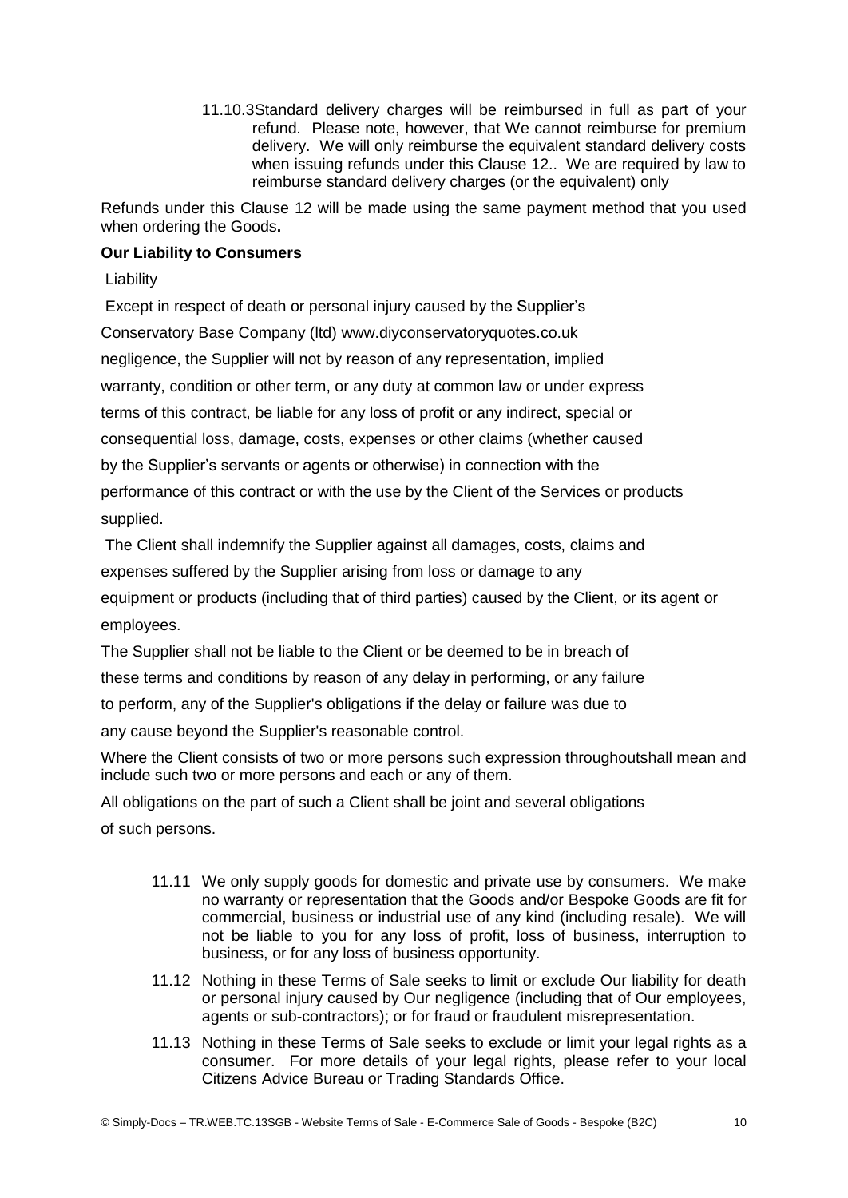11.10.3 Standard delivery charges will be reimbursed in full as part of your refund. Please note, however, that We cannot reimburse for premium delivery. We will only reimburse the equivalent standard delivery costs when issuing refunds under this Clause 12.. We are required by law to reimburse standard delivery charges (or the equivalent) only

Refunds under this Clause 12 will be made using the same payment method that you used when ordering the Goods**.**

**Our Liability to Consumers**

Liability

Except in respect of death or personal injury caused by the Supplier's

Conservatory Base Company (ltd) www.diyconservatoryquotes.co.uk

negligence, the Supplier will not by reason of any representation, implied

warranty, condition or other term, or any duty at common law or under express

terms of this contract, be liable for any loss of profit or any indirect, special or

consequential loss, damage, costs, expenses or other claims (whether caused

by the Supplier's servants or agents or otherwise) in connection with the

performance of this contract or with the use by the Client of the Services or products

supplied.

The Client shall indemnify the Supplier against all damages, costs, claims and

expenses suffered by the Supplier arising from loss or damage to any

equipment or products (including that of third parties) caused by the Client, or its agent or

employees.

The Supplier shall not be liable to the Client or be deemed to be in breach of

these terms and conditions by reason of any delay in performing, or any failure

to perform, any of the Supplier's obligations if the delay or failure was due to

any cause beyond the Supplier's reasonable control.

Where the Client consists of two or more persons such expression throughoutshall mean and include such two or more persons and each or any of them.

All obligations on the part of such a Client shall be joint and several obligations

of such persons.

11.11 We only supply goods for domestic and private use by consumers. We make no warranty or representation that the Goods and/or Bespoke Goods are fit for commercial, business or industrial use of any kind (including resale). We will not be liable to you for any loss of profit, loss of business, interruption to business, or for any loss of business opportunity.

11.12 Nothing in these Terms of Sale seeks to limit or exclude Our liability for death or personal injury caused by Our negligence (including that of Our employees, agents or sub-contractors); or for fraud or fraudulent misrepresentation.

11.13 Nothing in these Terms of Sale seeks to exclude or limit your legal rights as a consumer. For more details of your legal rights, please refer to your local Citizens Advice Bureau or Trading Standards Office.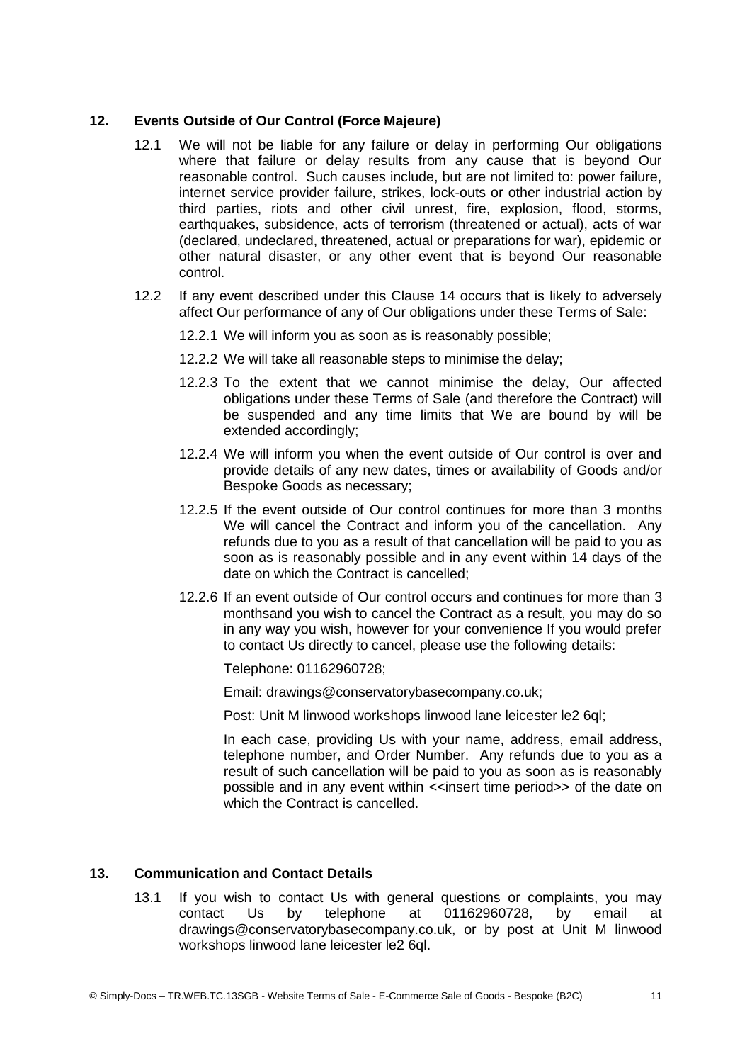## 12. Events Outside of Our Control (Force Majeure)

12.1 We will not be liable for any failure or delay in performing Our obligations where that failure or delay results from any cause that is beyond Our reasonable control. Such causes include, but are not limited to: power failure, internet service provider failure, strikes, lock-outs or other industrial action by third parties, riots and other civil unrest, fire, explosion, flood, storms, earthquakes, subsidence, acts of terrorism (threatened or actual), acts of war (declared, undeclared, threatened, actual or preparations for war), epidemic or other natural disaster, or any other event that is beyond Our reasonable control.

12.2 If any event described under this Clause 14 occurs that is likely to adversely affect Our performance of any of Our obligations under these Terms of Sale:

12.2.1 We will inform you as soon as is reasonably possible;

12.2.2 We will take all reasonable steps to minimise the delay;

12.2.3 To the extent that we cannot minimise the delay, Our affected obligations under these Terms of Sale (and therefore the Contract) will be suspended and any time limits that We are bound by will be extended accordingly;

12.2.4 We will inform you when the event outside of Our control is over and provide details of any new dates, times or availability of Goods and/or Bespoke Goods as necessary;

12.2.5 If the event outside of Our control continues for more than 3 months We will cancel the Contract and inform you of the cancellation. Any refunds due to you as a result of that cancellation will be paid to you as soon as is reasonably possible and in any event within 14 days of the date on which the Contract is cancelled;

12.2.6 If an event outside of Our control occurs and continues for more than 3 monthsand you wish to cancel the Contract as a result, you may do so in any way you wish, however for your convenience If you would prefer to contact Us directly to cancel, please use the following details:

Telephone: 01162960728;

Email: drawings@conservatorybasecompany.co.uk;

Post: Unit M linwood workshops linwood lane leicester le2 6ql;

In each case, providing Us with your name, address, email address, telephone number, and Order Number. Any refunds due to you as a result of such cancellation will be paid to you as soon as is reasonably possible and in any event within <<insert time period>> of the date on which the Contract is cancelled.

## 13. Communication and Contact Details

13.1 If you wish to contact Us with general questions or complaints, you may contact Us by telephone at 01162960728, by email at drawings@conservatorybasecompany.co.uk, or by post at Unit M linwood workshops linwood lane leicester le2 6ql.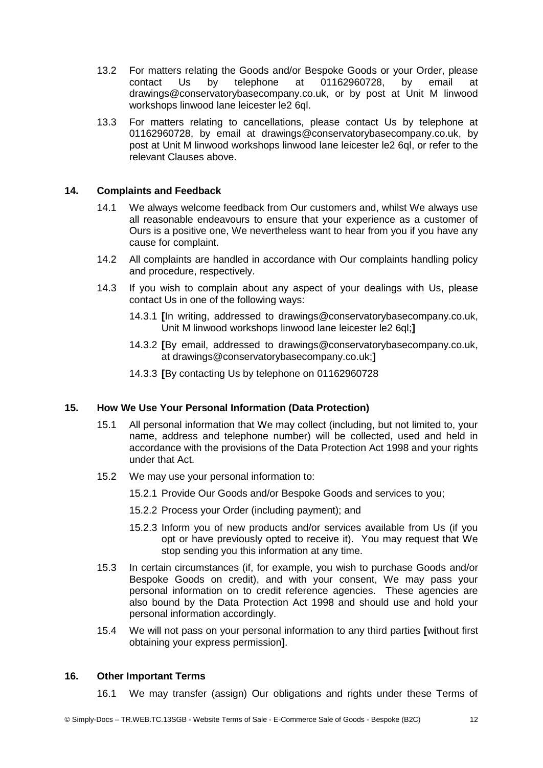13.2 For matters relating the Goods and/or Bespoke Goods or your Order, please contact Us by telephone at 01162960728, by email at drawings@conservatorybasecompany.co.uk, or by post at Unit M linwood workshops linwood lane leicester le2 6ql.

13.3 For matters relating to cancellations, please contact Us by telephone at 01162960728, by email at drawings@conservatorybasecompany.co.uk, by post at Unit M linwood workshops linwood lane leicester le2 6ql, or refer to the relevant Clauses above.

## 14. Complaints and Feedback

14.1 We always welcome feedback from Our customers and, whilst We always use all reasonable endeavours to ensure that your experience as a customer of Ours is a positive one, We nevertheless want to hear from you if you have any cause for complaint.

14.2 All complaints are handled in accordance with Our complaints handling policy and procedure, respectively.

14.3 If you wish to complain about any aspect of your dealings with Us, please contact Us in one of the following ways:

14.3.1 **[**In writing, addressed to drawings@conservatorybasecompany.co.uk, Unit M linwood workshops linwood lane leicester le2 6ql;**]**

14.3.2 **[**By email, addressed to drawings@conservatorybasecompany.co.uk, at drawings@conservatorybasecompany.co.uk;**]**

14.3.3 **[**By contacting Us by telephone on 01162960728

## 15. How We Use Your Personal Information (Data Protection)

15.1 All personal information that We may collect (including, but not limited to, your name, address and telephone number) will be collected, used and held in accordance with the provisions of the Data Protection Act 1998 and your rights under that Act.

15.2 We may use your personal information to:

15.2.1 Provide Our Goods and/or Bespoke Goods and services to you;

15.2.2 Process your Order (including payment); and

15.2.3 Inform you of new products and/or services available from Us (if you opt or have previously opted to receive it). You may request that We stop sending you this information at any time.

15.3 In certain circumstances (if, for example, you wish to purchase Goods and/or Bespoke Goods on credit), and with your consent, We may pass your personal information on to credit reference agencies. These agencies are also bound by the Data Protection Act 1998 and should use and hold your personal information accordingly.

15.4 We will not pass on your personal information to any third parties **[**without first obtaining your express permission**]**.

## 16. Other Important Terms

16.1 We may transfer (assign) Our obligations and rights under these Terms of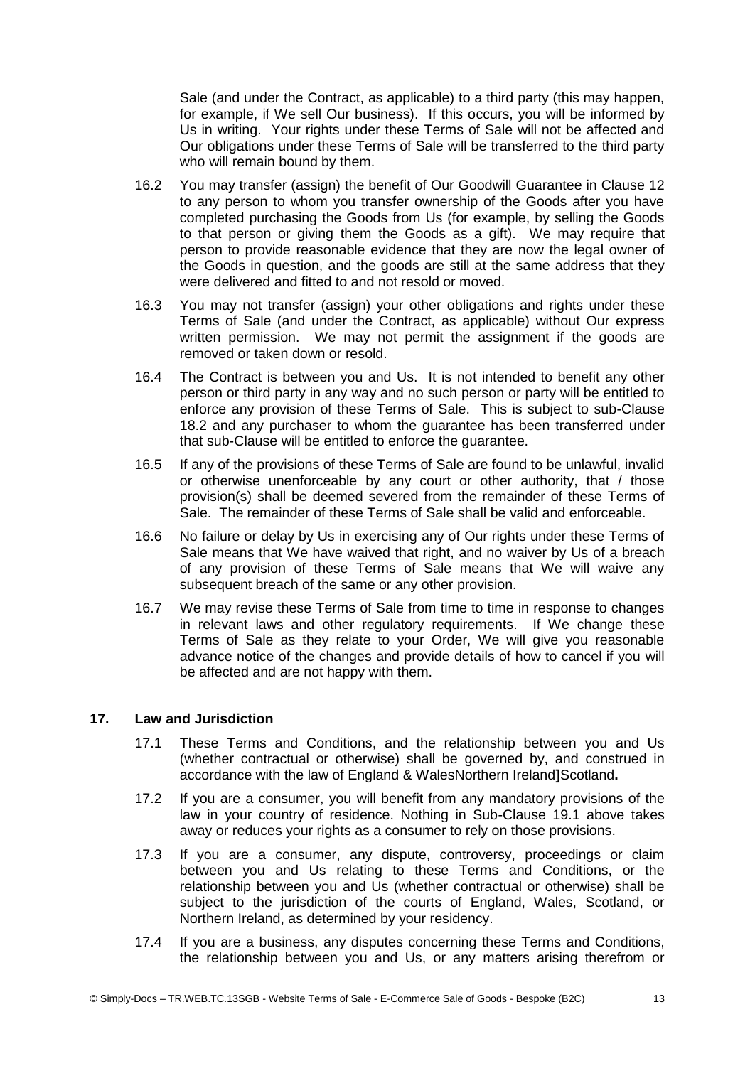Sale (and under the Contract, as applicable) to a third party (this may happen, for example, if We sell Our business). If this occurs, you will be informed by Us in writing. Your rights under these Terms of Sale will not be affected and Our obligations under these Terms of Sale will be transferred to the third party who will remain bound by them.

16.2 You may transfer (assign) the benefit of Our Goodwill Guarantee in Clause 12 to any person to whom you transfer ownership of the Goods after you have completed purchasing the Goods from Us (for example, by selling the Goods to that person or giving them the Goods as a gift). We may require that person to provide reasonable evidence that they are now the legal owner of the Goods in question, and the goods are still at the same address that they were delivered and fitted to and not resold or moved.

16.3 You may not transfer (assign) your other obligations and rights under these Terms of Sale (and under the Contract, as applicable) without Our express written permission. We may not permit the assignment if the goods are removed or taken down or resold.

16.4 The Contract is between you and Us. It is not intended to benefit any other person or third party in any way and no such person or party will be entitled to enforce any provision of these Terms of Sale. This is subject to sub-Clause 18.2 and any purchaser to whom the guarantee has been transferred under that sub-Clause will be entitled to enforce the guarantee.

16.5 If any of the provisions of these Terms of Sale are found to be unlawful, invalid or otherwise unenforceable by any court or other authority, that / those provision(s) shall be deemed severed from the remainder of these Terms of Sale. The remainder of these Terms of Sale shall be valid and enforceable.

16.6 No failure or delay by Us in exercising any of Our rights under these Terms of Sale means that We have waived that right, and no waiver by Us of a breach of any provision of these Terms of Sale means that We will waive any subsequent breach of the same or any other provision.

16.7 We may revise these Terms of Sale from time to time in response to changes in relevant laws and other regulatory requirements. If We change these Terms of Sale as they relate to your Order, We will give you reasonable advance notice of the changes and provide details of how to cancel if you will be affected and are not happy with them.

## 17. Law and Jurisdiction

17.1 These Terms and Conditions, and the relationship between you and Us (whether contractual or otherwise) shall be governed by, and construed in accordance with the law of England & WalesNorthern Ireland**]**Scotland**.**

17.2 If you are a consumer, you will benefit from any mandatory provisions of the law in your country of residence. Nothing in Sub-Clause 19.1 above takes away or reduces your rights as a consumer to rely on those provisions.

17.3 If you are a consumer, any dispute, controversy, proceedings or claim between you and Us relating to these Terms and Conditions, or the relationship between you and Us (whether contractual or otherwise) shall be subject to the jurisdiction of the courts of England, Wales, Scotland, or Northern Ireland, as determined by your residency.

17.4 If you are a business, any disputes concerning these Terms and Conditions, the relationship between you and Us, or any matters arising therefrom or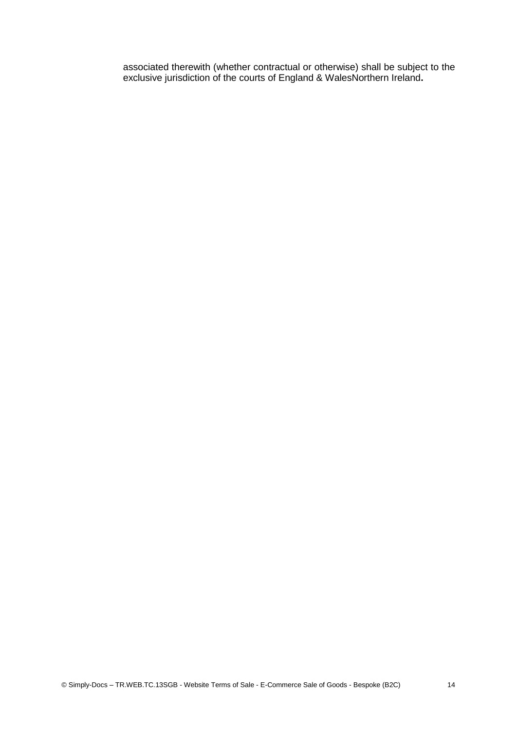associated therewith (whether contractual or otherwise) shall be subject to the exclusive jurisdiction of the courts of England & WalesNorthern Ireland**.**